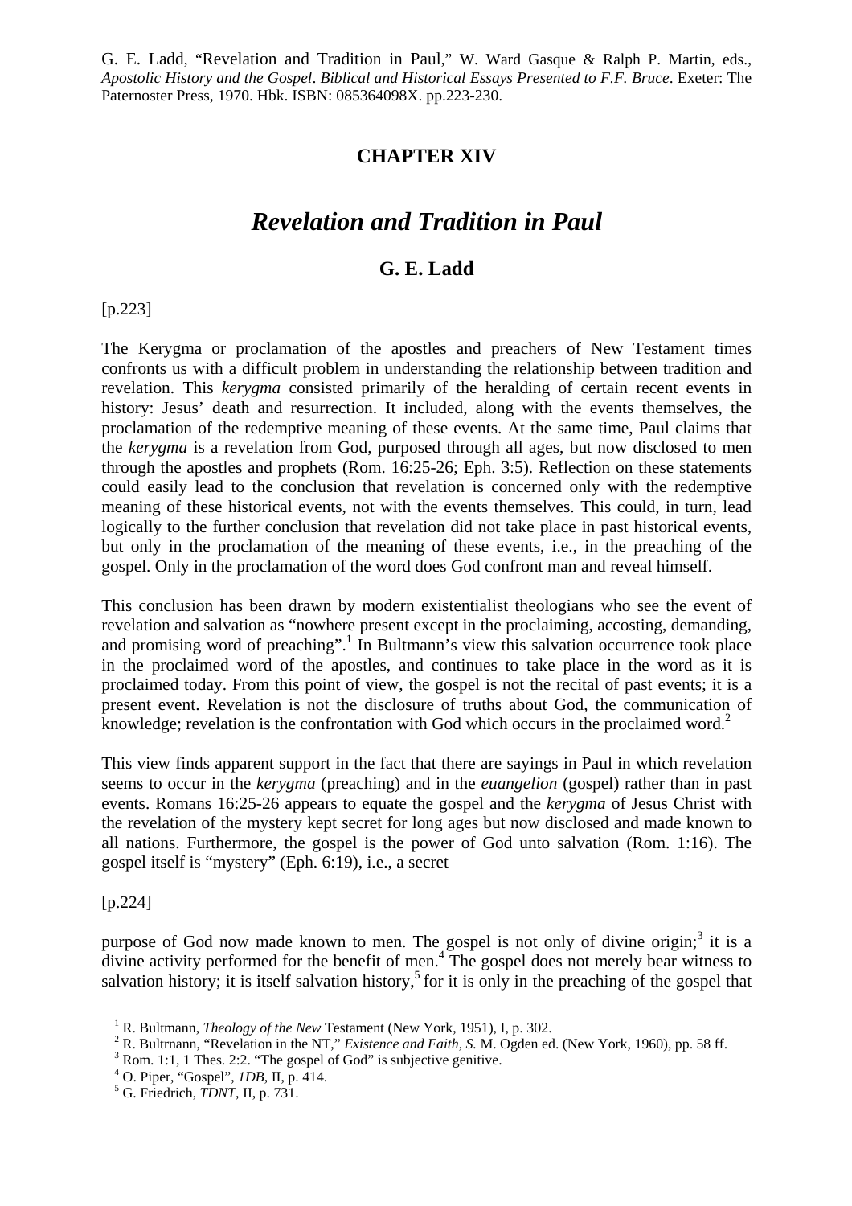G. E. Ladd, "Revelation and Tradition in Paul," W. Ward Gasque & Ralph P. Martin, eds., *Apostolic History and the Gospel*. *Biblical and Historical Essays Presented to F.F. Bruce*. Exeter: The Paternoster Press, 1970. Hbk. ISBN: 085364098X. pp.223-230.

## CHAPTER XIV

# *Revelation and Tradition in Paul*

### G. E. Ladd

[p.223]

The Kerygma or proclamation of the apostles and preachers of New Testament times confronts us with a difficult problem in understanding the relationship between tradition and revelation. This *kerygma* consisted primarily of the heralding of certain recent events in history: Jesus' death and resurrection. It included, along with the events themselves, the proclamation of the redemptive meaning of these events. At the same time, Paul claims that the *kerygma* is a revelation from God, purposed through all ages, but now disclosed to men through the apostles and prophets (Rom. 16:25-26; Eph. 3:5). Reflection on these statements could easily lead to the conclusion that revelation is concerned only with the redemptive meaning of these historical events, not with the events themselves. This could, in turn, lead logically to the further conclusion that revelation did not take place in past historical events, but only in the proclamation of the meaning of these events, i.e., in the preaching of the gospel. Only in the proclamation of the word does God confront man and reveal himself.

This conclusion has been drawn by modern existentialist theologians who see the event of revelation and salvation as "nowhere present except in the proclaiming, accosting, demanding, and promising word of preaching".[1] In Bultmann's view this salvation occurrence took place in the proclaimed word of the apostles, and continues to take place in the word as it is proclaimed today. From this point of view, the gospel is not the recital of past events; it is a present event. Revelation is not the disclosure of truths about God, the communication of knowledge; revelation is the confrontation with God which occurs in the proclaimed word.[2]

This view finds apparent support in the fact that there are sayings in Paul in which revelation seems to occur in the *kerygma* (preaching) and in the *euangelion* (gospel) rather than in past events. Romans 16:25-26 appears to equate the gospel and the *kerygma* of Jesus Christ with the revelation of the mystery kept secret for long ages but now disclosed and made known to all nations. Furthermore, the gospel is the power of God unto salvation (Rom. 1:16). The gospel itself is "mystery" (Eph. 6:19), i.e., a secret

[p.224]

purpose of God now made known to men. The gospel is not only of divine origin;[3] it is a divine activity performed for the benefit of men.[4] The gospel does not merely bear witness to salvation history; it is itself salvation history,[5] for it is only in the preaching of the gospel that

---

[1] R. Bultmann, *Theology of the New* Testament (New York, 1951), I, p. 302.

[2] R. Bultrnann, "Revelation in the NT," *Existence and Faith, S.* M. Ogden ed. (New York, 1960), pp. 58 ff.

[3] Rom. 1:1, 1 Thes. 2:2. "The gospel of God" is subjective genitive.

[4] O. Piper, "Gospel", *IDB,* II, p. 414.

[5] G. Friedrich, *TDNT,* II, p. 731.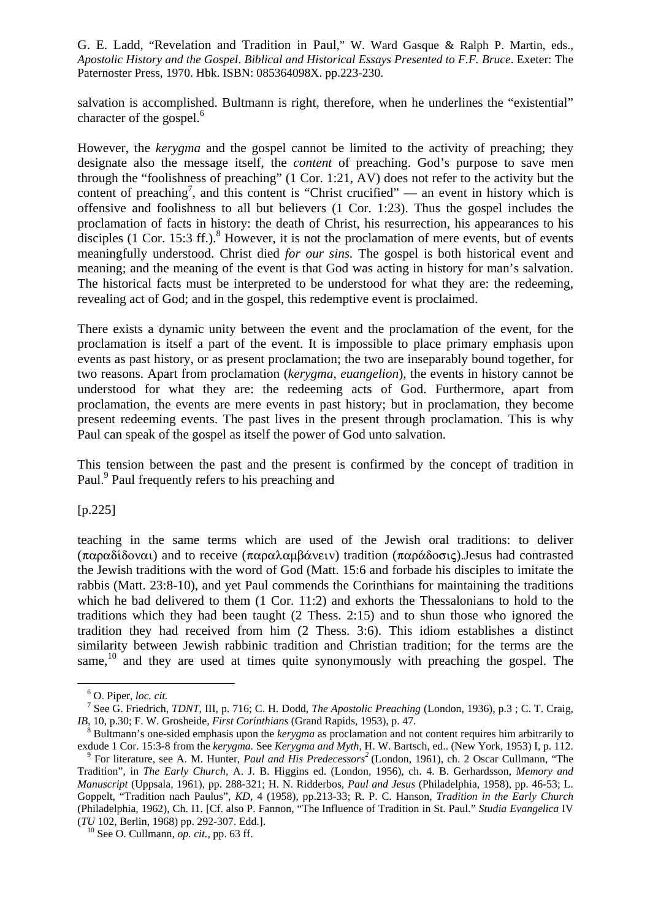salvation is accomplished. Bultmann is right, therefore, when he underlines the "existential" character of the gospel.[6]

However, the *kerygma* and the gospel cannot be limited to the activity of preaching; they designate also the message itself, the *content* of preaching. God's purpose to save men through the "foolishness of preaching" (1 Cor. 1:21, AV) does not refer to the activity but the content of preaching[7], and this content is "Christ crucified" — an event in history which is offensive and foolishness to all but believers (1 Cor. 1:23). Thus the gospel includes the proclamation of facts in history: the death of Christ, his resurrection, his appearances to his disciples (1 Cor. 15:3 ff.).[8] However, it is not the proclamation of mere events, but of events meaningfully understood. Christ died *for our sins.* The gospel is both historical event and meaning; and the meaning of the event is that God was acting in history for man's salvation. The historical facts must be interpreted to be understood for what they are: the redeeming, revealing act of God; and in the gospel, this redemptive event is proclaimed.

There exists a dynamic unity between the event and the proclamation of the event, for the proclamation is itself a part of the event. It is impossible to place primary emphasis upon events as past history, or as present proclamation; the two are inseparably bound together, for two reasons. Apart from proclamation (*kerygma, euangelion*), the events in history cannot be understood for what they are: the redeeming acts of God. Furthermore, apart from proclamation, the events are mere events in past history; but in proclamation, they become present redeeming events. The past lives in the present through proclamation. This is why Paul can speak of the gospel as itself the power of God unto salvation.

This tension between the past and the present is confirmed by the concept of tradition in Paul.[9] Paul frequently refers to his preaching and

[p.225]

teaching in the same terms which are used of the Jewish oral traditions: to deliver (παραδίδοναι) and to receive (παραλαμβάνειν) tradition (παράδοσις).Jesus had contrasted the Jewish traditions with the word of God (Matt. 15:6 and forbade his disciples to imitate the rabbis (Matt. 23:8-10), and yet Paul commends the Corinthians for maintaining the traditions which he bad delivered to them (1 Cor. 11:2) and exhorts the Thessalonians to hold to the traditions which they had been taught (2 Thess. 2:15) and to shun those who ignored the tradition they had received from him (2 Thess. 3:6). This idiom establishes a distinct similarity between Jewish rabbinic tradition and Christian tradition; for the terms are the same,[10] and they are used at times quite synonymously with preaching the gospel. The

---

[6] O. Piper, *loc. cit.*

[7] See G. Friedrich, *TDNT*, III, p. 716; C. H. Dodd, *The Apostolic Preaching* (London, 1936), p.3 ; C. T. Craig, *IB*, 10, p.30; F. W. Grosheide, *First Corinthians* (Grand Rapids, 1953), p. 47.

[8] Bultmann's one-sided emphasis upon the *kerygma* as proclamation and not content requires him arbitrarily to exdude 1 Cor. 15:3-8 from the *kerygma.* See *Kerygma and Myth,* H. W. Bartsch, ed.. (New York, 1953) I, p. 112.

[9] For literature, see A. M. Hunter, *Paul and His Predecessors*[2] (London, 1961), ch. 2 Oscar Cullmann, "The Tradition", in *The Early Church*, A. J. B. Higgins ed. (London, 1956), ch. 4. B. Gerhardsson, *Memory and Manuscript* (Uppsala, 1961), pp. 288-321; H. N. Ridderbos, *Paul and Jesus* (Philadelphia, 1958), pp. 46-53; L. Goppelt, "Tradition nach Paulus", *KD*, 4 (1958), pp.213-33; R. P. C. Hanson, *Tradition in the Early Church* (Philadelphia, 1962), Ch. I1. [Cf. also P. Fannon, "The Influence of Tradition in St. Paul." *Studia Evangelica* IV (*TU* 102, Berlin, 1968) pp. 292-307. Edd.].

[10] See O. Cullmann, *op. cit.*, pp. 63 ff.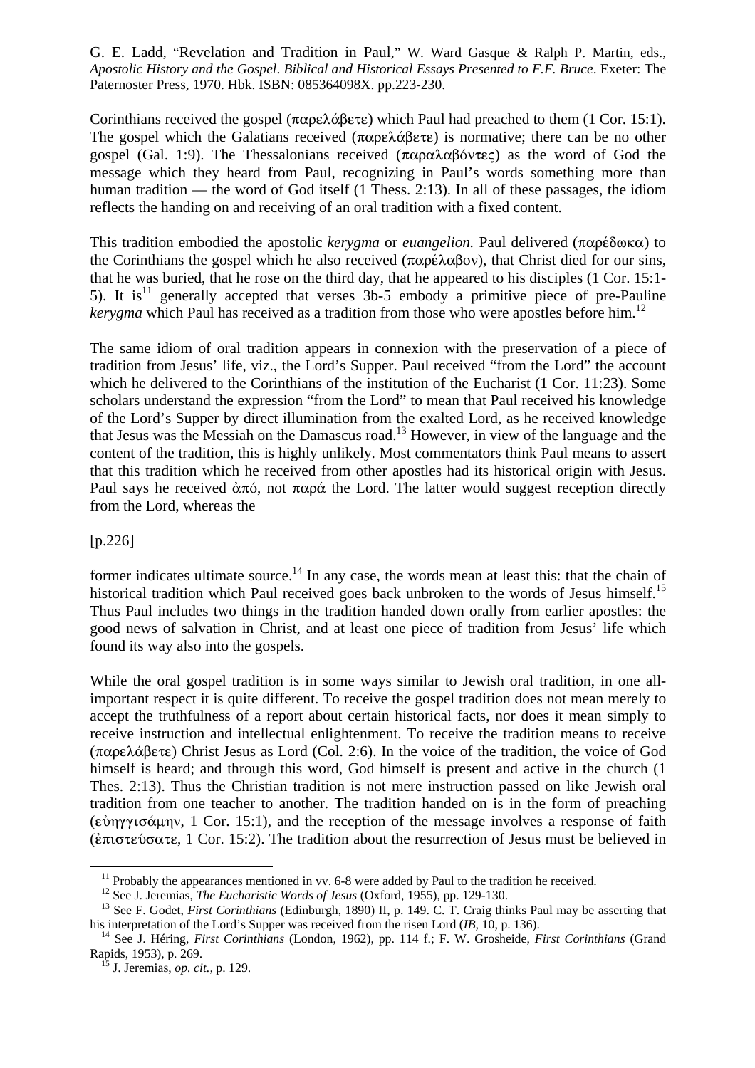G. E. Ladd, "Revelation and Tradition in Paul," W. Ward Gasque & Ralph P. Martin, eds., *Apostolic History and the Gospel*. *Biblical and Historical Essays Presented to F.F. Bruce*. Exeter: The Paternoster Press, 1970. Hbk. ISBN: 085364098X. pp.223-230.

Corinthians received the gospel (παρελάβετε) which Paul had preached to them (1 Cor. 15:1). The gospel which the Galatians received (παρελάβετε) is normative; there can be no other gospel (Gal. 1:9). The Thessalonians received (παραλαβόντες) as the word of God the message which they heard from Paul, recognizing in Paul's words something more than human tradition — the word of God itself (1 Thess. 2:13). In all of these passages, the idiom reflects the handing on and receiving of an oral tradition with a fixed content.

This tradition embodied the apostolic *kerygma* or *euangelion.* Paul delivered (παρέδωκα) to the Corinthians the gospel which he also received (παρέλαβον), that Christ died for our sins, that he was buried, that he rose on the third day, that he appeared to his disciples (1 Cor. 15:1-5). It is[11] generally accepted that verses 3b-5 embody a primitive piece of pre-Pauline *kerygma* which Paul has received as a tradition from those who were apostles before him.[12]

The same idiom of oral tradition appears in connexion with the preservation of a piece of tradition from Jesus' life, viz., the Lord's Supper. Paul received "from the Lord" the account which he delivered to the Corinthians of the institution of the Eucharist (1 Cor. 11:23). Some scholars understand the expression "from the Lord" to mean that Paul received his knowledge of the Lord's Supper by direct illumination from the exalted Lord, as he received knowledge that Jesus was the Messiah on the Damascus road.[13] However, in view of the language and the content of the tradition, this is highly unlikely. Most commentators think Paul means to assert that this tradition which he received from other apostles had its historical origin with Jesus. Paul says he received ἀπό, not παρά the Lord. The latter would suggest reception directly from the Lord, whereas the

[p.226]

former indicates ultimate source.[14] In any case, the words mean at least this: that the chain of historical tradition which Paul received goes back unbroken to the words of Jesus himself.[15] Thus Paul includes two things in the tradition handed down orally from earlier apostles: the good news of salvation in Christ, and at least one piece of tradition from Jesus' life which found its way also into the gospels.

While the oral gospel tradition is in some ways similar to Jewish oral tradition, in one all-important respect it is quite different. To receive the gospel tradition does not mean merely to accept the truthfulness of a report about certain historical facts, nor does it mean simply to receive instruction and intellectual enlightenment. To receive the tradition means to receive (παρελάβετε) Christ Jesus as Lord (Col. 2:6). In the voice of the tradition, the voice of God himself is heard; and through this word, God himself is present and active in the church (1 Thes. 2:13). Thus the Christian tradition is not mere instruction passed on like Jewish oral tradition from one teacher to another. The tradition handed on is in the form of preaching (εὐηγγισάμην, 1 Cor. 15:1), and the reception of the message involves a response of faith (ἐπιστεύσατε, 1 Cor. 15:2). The tradition about the resurrection of Jesus must be believed in

---

[11] Probably the appearances mentioned in vv. 6-8 were added by Paul to the tradition he received.

[12] See J. Jeremias, *The Eucharistic Words of Jesus* (Oxford, 1955), pp. 129-130.

[13] See F. Godet, *First Corinthians* (Edinburgh, 1890) II, p. 149. C. T. Craig thinks Paul may be asserting that his interpretation of the Lord's Supper was received from the risen Lord (*IB*, 10, p. 136).

[14] See J. Héring, *First Corinthians* (London, 1962), pp. 114 f.; F. W. Grosheide, *First Corinthians* (Grand Rapids, 1953), p. 269.

[15] J. Jeremias, *op. cit.*, p. 129.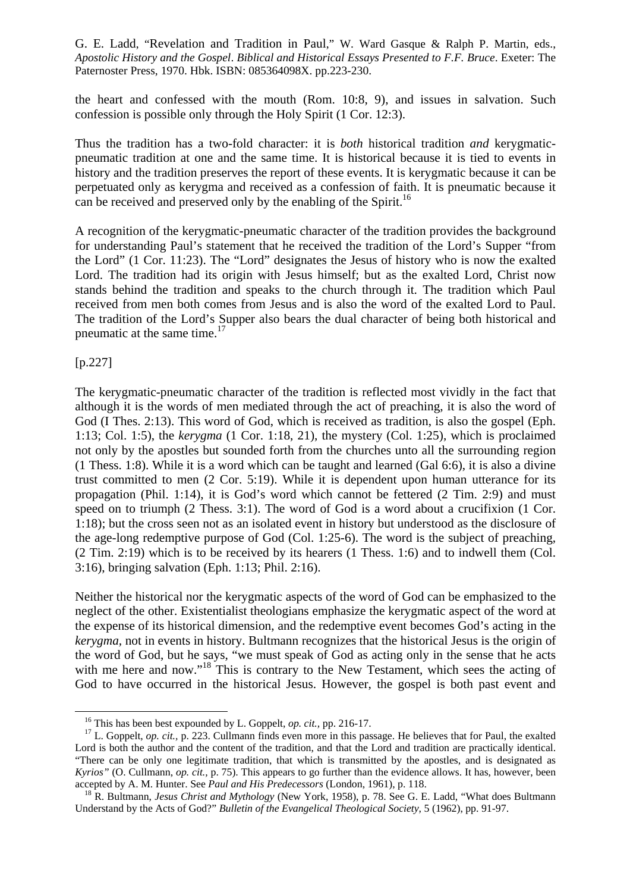the heart and confessed with the mouth (Rom. 10:8, 9), and issues in salvation. Such confession is possible only through the Holy Spirit (1 Cor. 12:3).

Thus the tradition has a two-fold character: it is *both* historical tradition *and* kerygmatic-pneumatic tradition at one and the same time. It is historical because it is tied to events in history and the tradition preserves the report of these events. It is kerygmatic because it can be perpetuated only as kerygma and received as a confession of faith. It is pneumatic because it can be received and preserved only by the enabling of the Spirit.[16]

A recognition of the kerygmatic-pneumatic character of the tradition provides the background for understanding Paul's statement that he received the tradition of the Lord's Supper "from the Lord" (1 Cor. 11:23). The "Lord" designates the Jesus of history who is now the exalted Lord. The tradition had its origin with Jesus himself; but as the exalted Lord, Christ now stands behind the tradition and speaks to the church through it. The tradition which Paul received from men both comes from Jesus and is also the word of the exalted Lord to Paul. The tradition of the Lord's Supper also bears the dual character of being both historical and pneumatic at the same time.[17]

[p.227]

The kerygmatic-pneumatic character of the tradition is reflected most vividly in the fact that although it is the words of men mediated through the act of preaching, it is also the word of God (I Thes. 2:13). This word of God, which is received as tradition, is also the gospel (Eph. 1:13; Col. 1:5), the *kerygma* (1 Cor. 1:18, 21), the mystery (Col. 1:25), which is proclaimed not only by the apostles but sounded forth from the churches unto all the surrounding region (1 Thess. 1:8). While it is a word which can be taught and learned (Gal 6:6), it is also a divine trust committed to men (2 Cor. 5:19). While it is dependent upon human utterance for its propagation (Phil. 1:14), it is God's word which cannot be fettered (2 Tim. 2:9) and must speed on to triumph (2 Thess. 3:1). The word of God is a word about a crucifixion (1 Cor. 1:18); but the cross seen not as an isolated event in history but understood as the disclosure of the age-long redemptive purpose of God (Col. 1:25-6). The word is the subject of preaching, (2 Tim. 2:19) which is to be received by its hearers (1 Thess. 1:6) and to indwell them (Col. 3:16), bringing salvation (Eph. 1:13; Phil. 2:16).

Neither the historical nor the kerygmatic aspects of the word of God can be emphasized to the neglect of the other. Existentialist theologians emphasize the kerygmatic aspect of the word at the expense of its historical dimension, and the redemptive event becomes God's acting in the *kerygma*, not in events in history. Bultmann recognizes that the historical Jesus is the origin of the word of God, but he says, "we must speak of God as acting only in the sense that he acts with me here and now."[18] This is contrary to the New Testament, which sees the acting of God to have occurred in the historical Jesus. However, the gospel is both past event and

---

[16] This has been best expounded by L. Goppelt, *op. cit.*, pp. 216-17.

[17] L. Goppelt, *op. cit.*, p. 223. Cullmann finds even more in this passage. He believes that for Paul, the exalted Lord is both the author and the content of the tradition, and that the Lord and tradition are practically identical. "There can be only one legitimate tradition, that which is transmitted by the apostles, and is designated as *Kyrios"* (O. Cullmann, *op. cit.*, p. 75). This appears to go further than the evidence allows. It has, however, been accepted by A. M. Hunter. See *Paul and His Predecessors* (London, 1961), p. 118.

[18] R. Bultmann, *Jesus Christ and Mythology* (New York, 1958), p. 78. See G. E. Ladd, "What does Bultmann Understand by the Acts of God?" *Bulletin of the Evangelical Theological Society*, 5 (1962), pp. 91-97.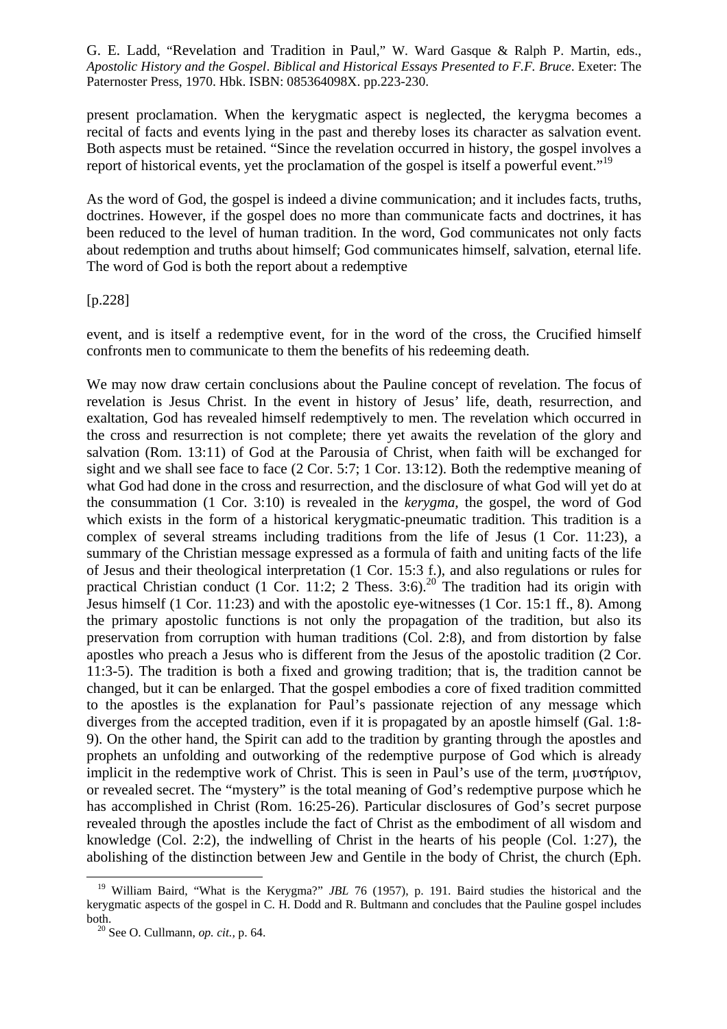present proclamation. When the kerygmatic aspect is neglected, the kerygma becomes a recital of facts and events lying in the past and thereby loses its character as salvation event. Both aspects must be retained. "Since the revelation occurred in history, the gospel involves a report of historical events, yet the proclamation of the gospel is itself a powerful event."[19]

As the word of God, the gospel is indeed a divine communication; and it includes facts, truths, doctrines. However, if the gospel does no more than communicate facts and doctrines, it has been reduced to the level of human tradition. In the word, God communicates not only facts about redemption and truths about himself; God communicates himself, salvation, eternal life. The word of God is both the report about a redemptive

[p.228]

event, and is itself a redemptive event, for in the word of the cross, the Crucified himself confronts men to communicate to them the benefits of his redeeming death.

We may now draw certain conclusions about the Pauline concept of revelation. The focus of revelation is Jesus Christ. In the event in history of Jesus' life, death, resurrection, and exaltation, God has revealed himself redemptively to men. The revelation which occurred in the cross and resurrection is not complete; there yet awaits the revelation of the glory and salvation (Rom. 13:11) of God at the Parousia of Christ, when faith will be exchanged for sight and we shall see face to face (2 Cor. 5:7; 1 Cor. 13:12). Both the redemptive meaning of what God had done in the cross and resurrection, and the disclosure of what God will yet do at the consummation (1 Cor. 3:10) is revealed in the *kerygma*, the gospel, the word of God which exists in the form of a historical kerygmatic-pneumatic tradition. This tradition is a complex of several streams including traditions from the life of Jesus (1 Cor. 11:23), a summary of the Christian message expressed as a formula of faith and uniting facts of the life of Jesus and their theological interpretation (1 Cor. 15:3 f.), and also regulations or rules for practical Christian conduct (1 Cor. 11:2; 2 Thess. 3:6).[20] The tradition had its origin with Jesus himself (1 Cor. 11:23) and with the apostolic eye-witnesses (1 Cor. 15:1 ff., 8). Among the primary apostolic functions is not only the propagation of the tradition, but also its preservation from corruption with human traditions (Col. 2:8), and from distortion by false apostles who preach a Jesus who is different from the Jesus of the apostolic tradition (2 Cor. 11:3-5). The tradition is both a fixed and growing tradition; that is, the tradition cannot be changed, but it can be enlarged. That the gospel embodies a core of fixed tradition committed to the apostles is the explanation for Paul's passionate rejection of any message which diverges from the accepted tradition, even if it is propagated by an apostle himself (Gal. 1:8-9). On the other hand, the Spirit can add to the tradition by granting through the apostles and prophets an unfolding and outworking of the redemptive purpose of God which is already implicit in the redemptive work of Christ. This is seen in Paul's use of the term, μυστήριον, or revealed secret. The "mystery" is the total meaning of God's redemptive purpose which he has accomplished in Christ (Rom. 16:25-26). Particular disclosures of God's secret purpose revealed through the apostles include the fact of Christ as the embodiment of all wisdom and knowledge (Col. 2:2), the indwelling of Christ in the hearts of his people (Col. 1:27), the abolishing of the distinction between Jew and Gentile in the body of Christ, the church (Eph.

---

[19] William Baird, "What is the Kerygma?" *JBL* 76 (1957), p. 191. Baird studies the historical and the kerygmatic aspects of the gospel in C. H. Dodd and R. Bultmann and concludes that the Pauline gospel includes both.

[20] See O. Cullmann, *op. cit.*, p. 64.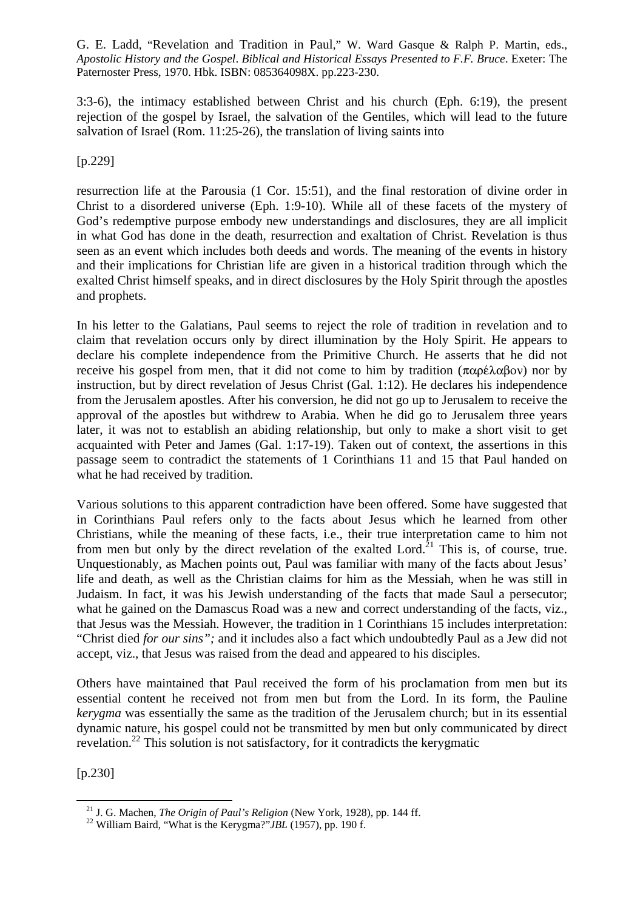3:3-6), the intimacy established between Christ and his church (Eph. 6:19), the present rejection of the gospel by Israel, the salvation of the Gentiles, which will lead to the future salvation of Israel (Rom. 11:25-26), the translation of living saints into

[p.229]

resurrection life at the Parousia (1 Cor. 15:51), and the final restoration of divine order in Christ to a disordered universe (Eph. 1:9-10). While all of these facets of the mystery of God's redemptive purpose embody new understandings and disclosures, they are all implicit in what God has done in the death, resurrection and exaltation of Christ. Revelation is thus seen as an event which includes both deeds and words. The meaning of the events in history and their implications for Christian life are given in a historical tradition through which the exalted Christ himself speaks, and in direct disclosures by the Holy Spirit through the apostles and prophets.

In his letter to the Galatians, Paul seems to reject the role of tradition in revelation and to claim that revelation occurs only by direct illumination by the Holy Spirit. He appears to declare his complete independence from the Primitive Church. He asserts that he did not receive his gospel from men, that it did not come to him by tradition (παρέλαβον) nor by instruction, but by direct revelation of Jesus Christ (Gal. 1:12). He declares his independence from the Jerusalem apostles. After his conversion, he did not go up to Jerusalem to receive the approval of the apostles but withdrew to Arabia. When he did go to Jerusalem three years later, it was not to establish an abiding relationship, but only to make a short visit to get acquainted with Peter and James (Gal. 1:17-19). Taken out of context, the assertions in this passage seem to contradict the statements of 1 Corinthians 11 and 15 that Paul handed on what he had received by tradition.

Various solutions to this apparent contradiction have been offered. Some have suggested that in Corinthians Paul refers only to the facts about Jesus which he learned from other Christians, while the meaning of these facts, i.e., their true interpretation came to him not from men but only by the direct revelation of the exalted Lord.[21] This is, of course, true. Unquestionably, as Machen points out, Paul was familiar with many of the facts about Jesus' life and death, as well as the Christian claims for him as the Messiah, when he was still in Judaism. In fact, it was his Jewish understanding of the facts that made Saul a persecutor; what he gained on the Damascus Road was a new and correct understanding of the facts, viz., that Jesus was the Messiah. However, the tradition in 1 Corinthians 15 includes interpretation: "Christ died *for our sins";* and it includes also a fact which undoubtedly Paul as a Jew did not accept, viz., that Jesus was raised from the dead and appeared to his disciples.

Others have maintained that Paul received the form of his proclamation from men but its essential content he received not from men but from the Lord. In its form, the Pauline *kerygma* was essentially the same as the tradition of the Jerusalem church; but in its essential dynamic nature, his gospel could not be transmitted by men but only communicated by direct revelation.[22] This solution is not satisfactory, for it contradicts the kerygmatic

[p.230]

---

[21] J. G. Machen, *The Origin of Paul's Religion* (New York, 1928), pp. 144 ff.

[22] William Baird, "What is the Kerygma?" *JBL* (1957), pp. 190 f.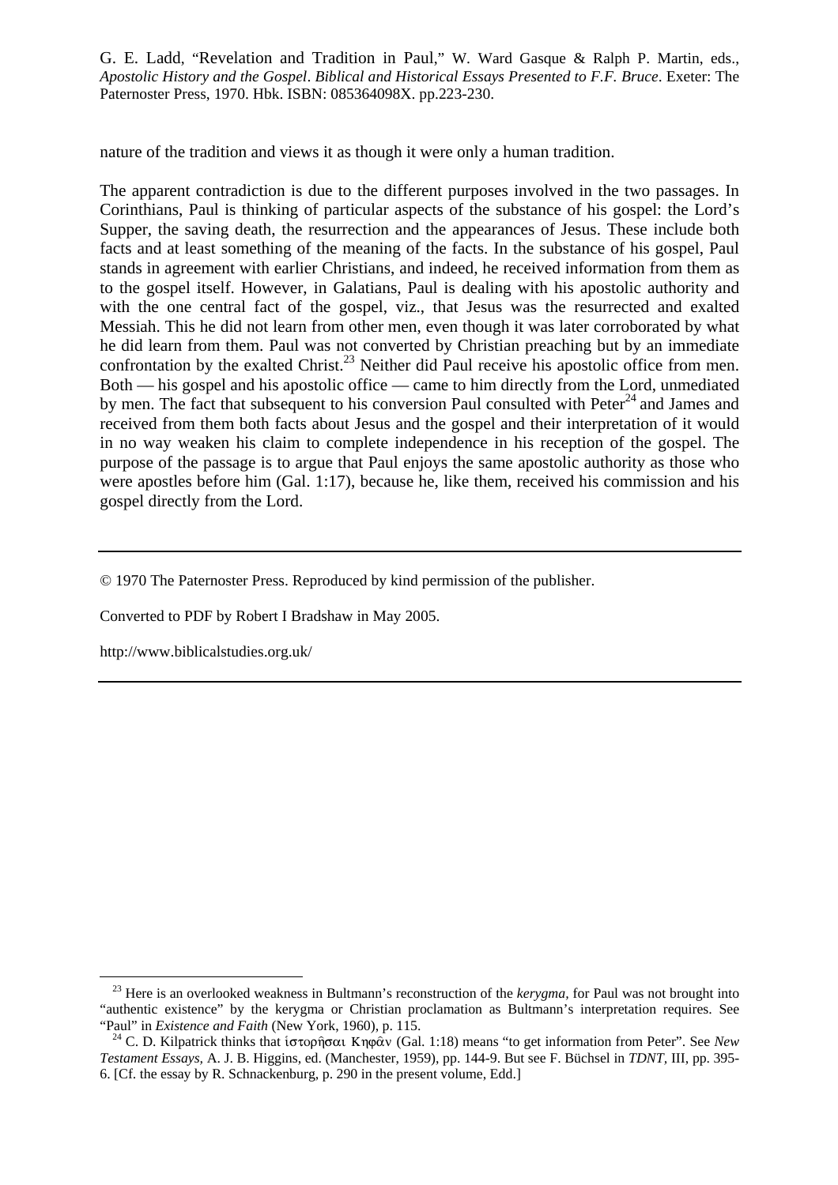nature of the tradition and views it as though it were only a human tradition.

The apparent contradiction is due to the different purposes involved in the two passages. In Corinthians, Paul is thinking of particular aspects of the substance of his gospel: the Lord's Supper, the saving death, the resurrection and the appearances of Jesus. These include both facts and at least something of the meaning of the facts. In the substance of his gospel, Paul stands in agreement with earlier Christians, and indeed, he received information from them as to the gospel itself. However, in Galatians, Paul is dealing with his apostolic authority and with the one central fact of the gospel, viz., that Jesus was the resurrected and exalted Messiah. This he did not learn from other men, even though it was later corroborated by what he did learn from them. Paul was not converted by Christian preaching but by an immediate confrontation by the exalted Christ.[23] Neither did Paul receive his apostolic office from men. Both — his gospel and his apostolic office — came to him directly from the Lord, unmediated by men. The fact that subsequent to his conversion Paul consulted with Peter[24] and James and received from them both facts about Jesus and the gospel and their interpretation of it would in no way weaken his claim to complete independence in his reception of the gospel. The purpose of the passage is to argue that Paul enjoys the same apostolic authority as those who were apostles before him (Gal. 1:17), because he, like them, received his commission and his gospel directly from the Lord.

---

© 1970 The Paternoster Press. Reproduced by kind permission of the publisher.

Converted to PDF by Robert I Bradshaw in May 2005.

http://www.biblicalstudies.org.uk/

---

[23] Here is an overlooked weakness in Bultmann's reconstruction of the *kerygma*, for Paul was not brought into "authentic existence" by the kerygma or Christian proclamation as Bultmann's interpretation requires. See "Paul" in *Existence and Faith* (New York, 1960), p. 115.

[24] C. D. Kilpatrick thinks that ἱστορῆσαι Κηφᾶν (Gal. 1:18) means "to get information from Peter". See *New Testament Essays*, A. J. B. Higgins, ed. (Manchester, 1959), pp. 144-9. But see F. Büchsel in *TDNT*, III, pp. 395-6. [Cf. the essay by R. Schnackenburg, p. 290 in the present volume, Edd.]